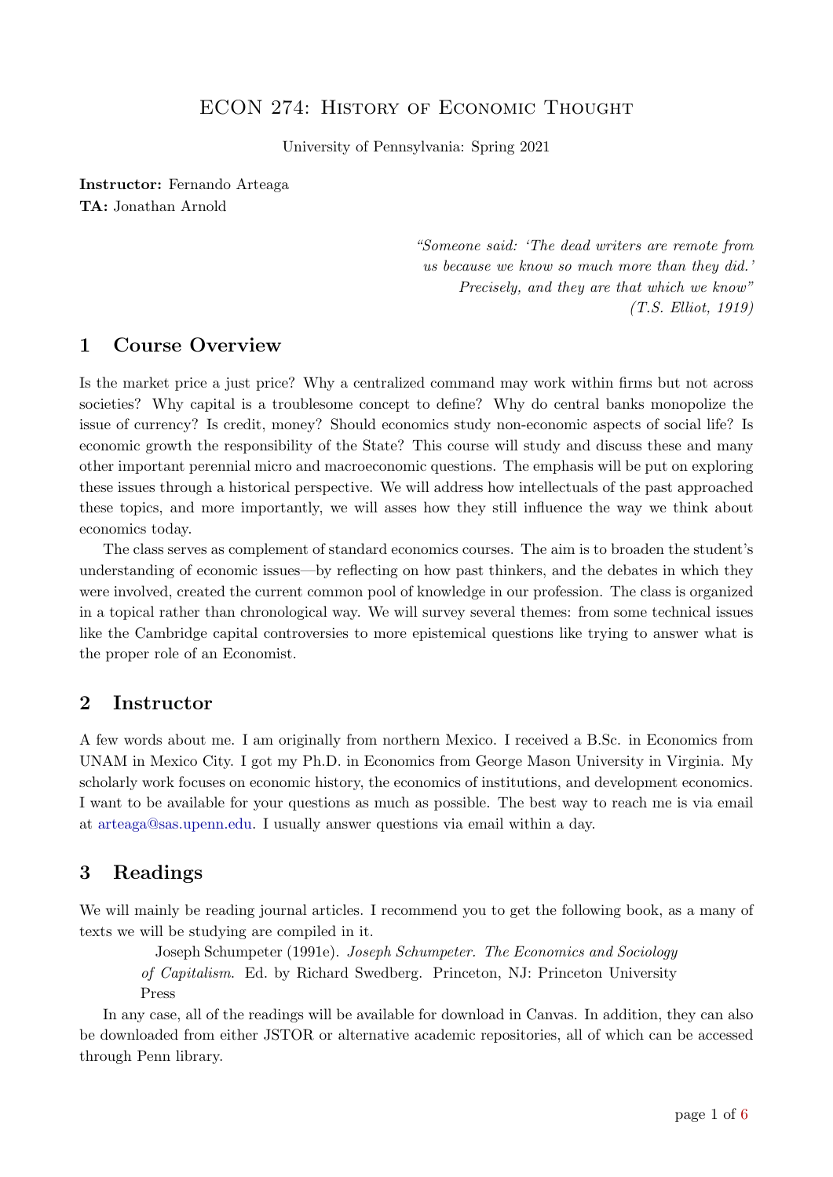# ECON 274: History of Economic Thought

University of Pennsylvania: Spring 2021

**Instructor:** Fernando Arteaga
**TA:** Jonathan Arnold

> *"Someone said: 'The dead writers are remote from us because we know so much more than they did.' Precisely, and they are that which we know"*
> *(T.S. Elliot, 1919)*

## 1 Course Overview

Is the market price a just price? Why a centralized command may work within firms but not across societies? Why capital is a troublesome concept to define? Why do central banks monopolize the issue of currency? Is credit, money? Should economics study non-economic aspects of social life? Is economic growth the responsibility of the State? This course will study and discuss these and many other important perennial micro and macroeconomic questions. The emphasis will be put on exploring these issues through a historical perspective. We will address how intellectuals of the past approached these topics, and more importantly, we will asses how they still influence the way we think about economics today.

The class serves as complement of standard economics courses. The aim is to broaden the student's understanding of economic issues—by reflecting on how past thinkers, and the debates in which they were involved, created the current common pool of knowledge in our profession. The class is organized in a topical rather than chronological way. We will survey several themes: from some technical issues like the Cambridge capital controversies to more epistemical questions like trying to answer what is the proper role of an Economist.

## 2 Instructor

A few words about me. I am originally from northern Mexico. I received a B.Sc. in Economics from UNAM in Mexico City. I got my Ph.D. in Economics from George Mason University in Virginia. My scholarly work focuses on economic history, the economics of institutions, and development economics. I want to be available for your questions as much as possible. The best way to reach me is via email at arteaga@sas.upenn.edu. I usually answer questions via email within a day.

## 3 Readings

We will mainly be reading journal articles. I recommend you to get the following book, as a many of texts we will be studying are compiled in it.

> Joseph Schumpeter (1991e). *Joseph Schumpeter. The Economics and Sociology of Capitalism*. Ed. by Richard Swedberg. Princeton, NJ: Princeton University Press

In any case, all of the readings will be available for download in Canvas. In addition, they can also be downloaded from either JSTOR or alternative academic repositories, all of which can be accessed through Penn library.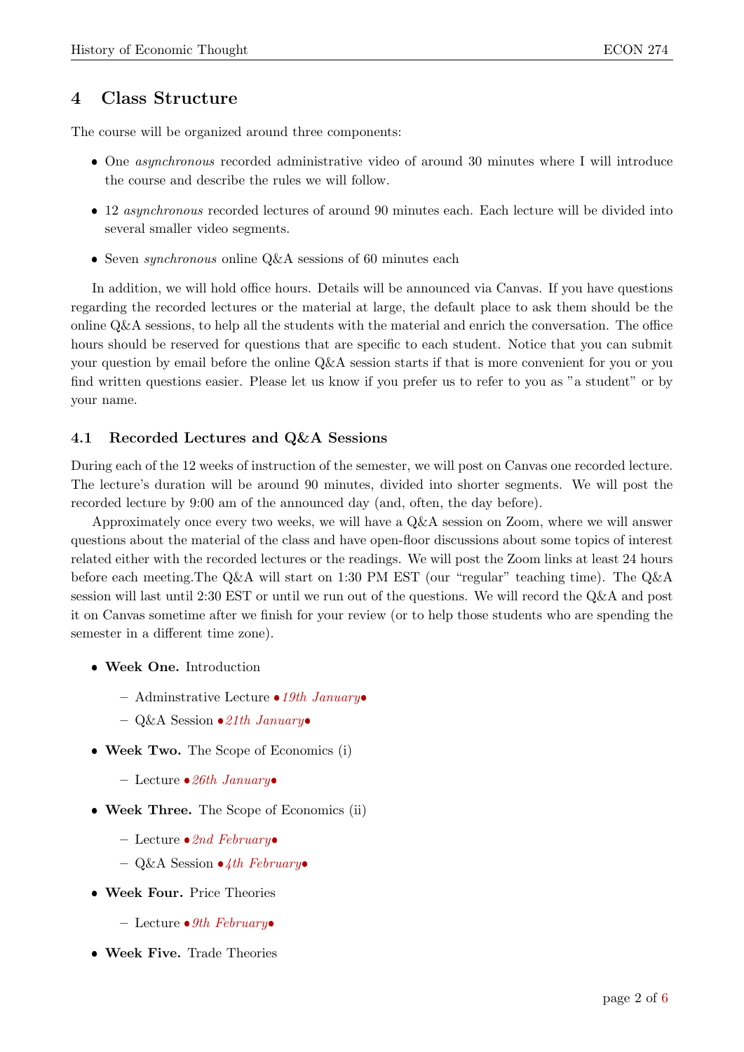## 4 Class Structure

The course will be organized around three components:

- One *asynchronous* recorded administrative video of around 30 minutes where I will introduce the course and describe the rules we will follow.
- 12 *asynchronous* recorded lectures of around 90 minutes each. Each lecture will be divided into several smaller video segments.
- Seven *synchronous* online Q&A sessions of 60 minutes each

In addition, we will hold office hours. Details will be announced via Canvas. If you have questions regarding the recorded lectures or the material at large, the default place to ask them should be the online Q&A sessions, to help all the students with the material and enrich the conversation. The office hours should be reserved for questions that are specific to each student. Notice that you can submit your question by email before the online Q&A session starts if that is more convenient for you or you find written questions easier. Please let us know if you prefer us to refer to you as "a student" or by your name.

### 4.1 Recorded Lectures and Q&A Sessions

During each of the 12 weeks of instruction of the semester, we will post on Canvas one recorded lecture. The lecture's duration will be around 90 minutes, divided into shorter segments. We will post the recorded lecture by 9:00 am of the announced day (and, often, the day before).

Approximately once every two weeks, we will have a Q&A session on Zoom, where we will answer questions about the material of the class and have open-floor discussions about some topics of interest related either with the recorded lectures or the readings. We will post the Zoom links at least 24 hours before each meeting.The Q&A will start on 1:30 PM EST (our "regular" teaching time). The Q&A session will last until 2:30 EST or until we run out of the questions. We will record the Q&A and post it on Canvas sometime after we finish for your review (or to help those students who are spending the semester in a different time zone).

- **Week One.** Introduction
  - Adminstrative Lecture • *19th January*•
  - Q&A Session • *21th January*•
- **Week Two.** The Scope of Economics (i)
  - Lecture • *26th January*•
- **Week Three.** The Scope of Economics (ii)
  - Lecture • *2nd February*•
  - Q&A Session • *4th February*•
- **Week Four.** Price Theories
  - Lecture • *9th February*•
- **Week Five.** Trade Theories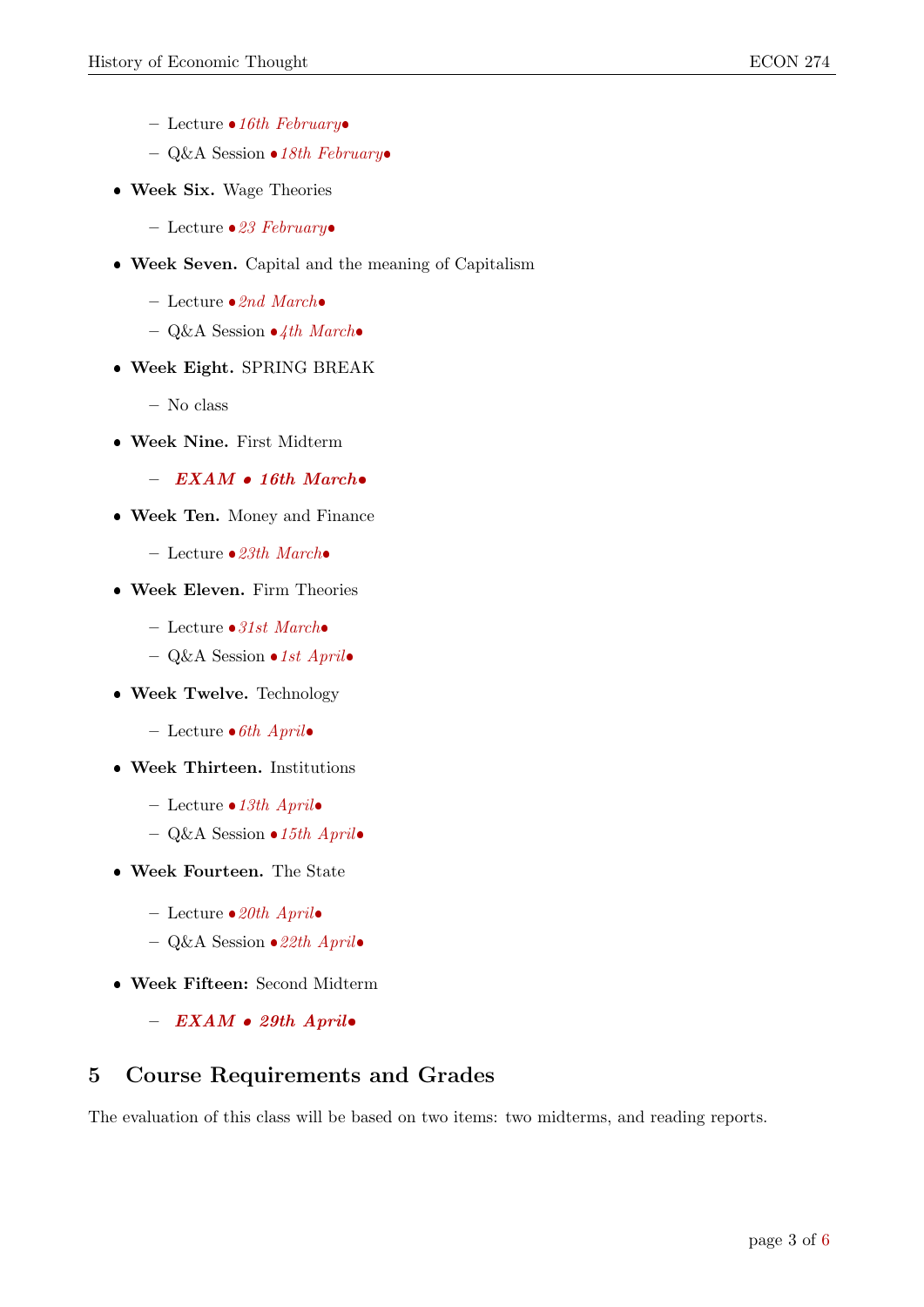- Lecture • *16th February*•
  - Q&A Session • *18th February*•
- **Week Six.** Wage Theories
  - Lecture • *23 February*•
- **Week Seven.** Capital and the meaning of Capitalism
  - Lecture • *2nd March*•
  - Q&A Session • *4th March*•
- **Week Eight.** SPRING BREAK
  - No class
- **Week Nine.** First Midterm
  - ***EXAM • 16th March•***
- **Week Ten.** Money and Finance
  - Lecture • *23th March*•
- **Week Eleven.** Firm Theories
  - Lecture • *31st March*•
  - Q&A Session • *1st April*•
- **Week Twelve.** Technology
  - Lecture • *6th April*•
- **Week Thirteen.** Institutions
  - Lecture • *13th April*•
  - Q&A Session • *15th April*•
- **Week Fourteen.** The State
  - Lecture • *20th April*•
  - Q&A Session • *22th April*•
- **Week Fifteen:** Second Midterm
  - ***EXAM • 29th April•***

## 5 Course Requirements and Grades

The evaluation of this class will be based on two items: two midterms, and reading reports.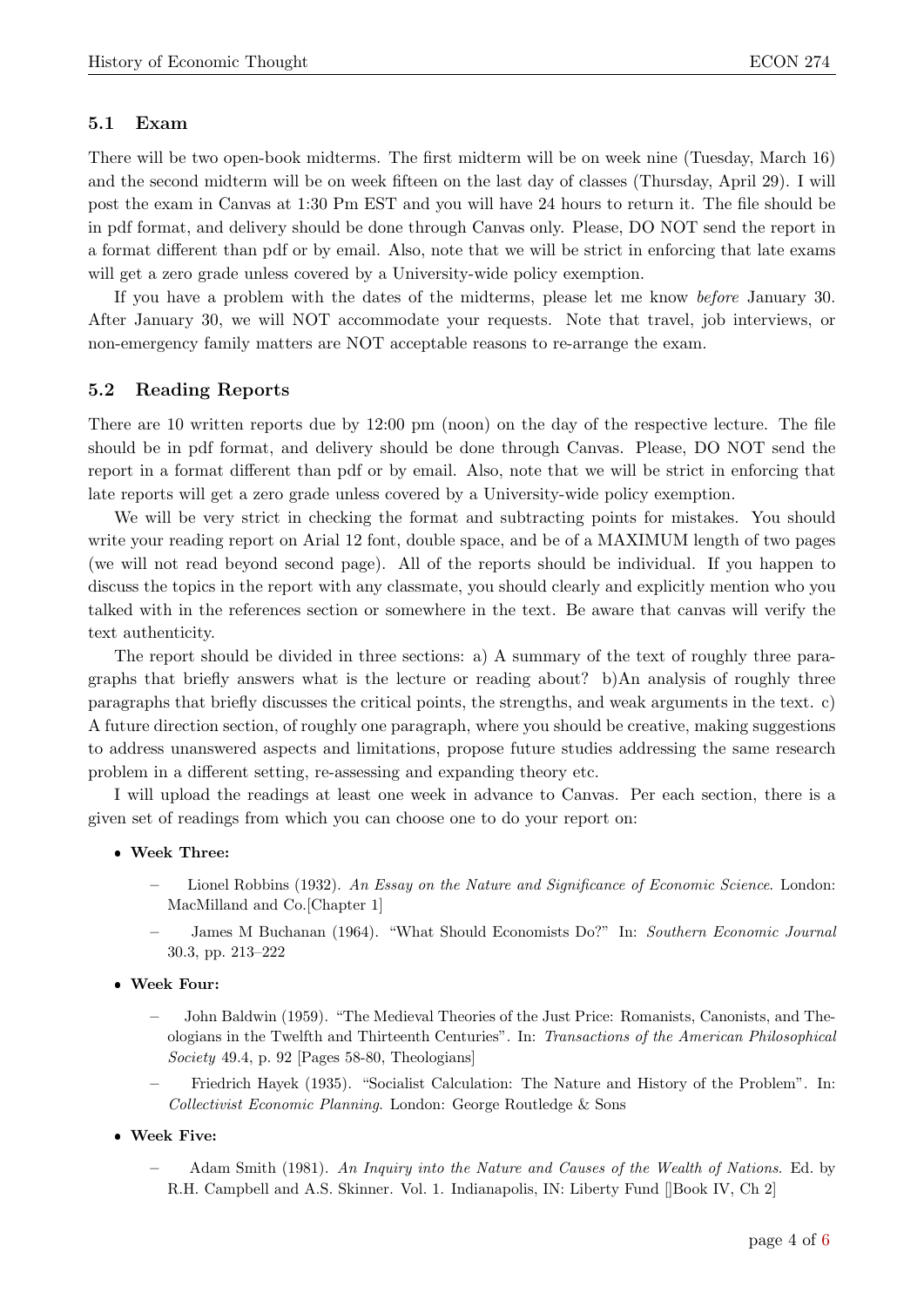### 5.1 Exam

There will be two open-book midterms. The first midterm will be on week nine (Tuesday, March 16) and the second midterm will be on week fifteen on the last day of classes (Thursday, April 29). I will post the exam in Canvas at 1:30 Pm EST and you will have 24 hours to return it. The file should be in pdf format, and delivery should be done through Canvas only. Please, DO NOT send the report in a format different than pdf or by email. Also, note that we will be strict in enforcing that late exams will get a zero grade unless covered by a University-wide policy exemption.

If you have a problem with the dates of the midterms, please let me know *before* January 30. After January 30, we will NOT accommodate your requests. Note that travel, job interviews, or non-emergency family matters are NOT acceptable reasons to re-arrange the exam.

### 5.2 Reading Reports

There are 10 written reports due by 12:00 pm (noon) on the day of the respective lecture. The file should be in pdf format, and delivery should be done through Canvas. Please, DO NOT send the report in a format different than pdf or by email. Also, note that we will be strict in enforcing that late reports will get a zero grade unless covered by a University-wide policy exemption.

We will be very strict in checking the format and subtracting points for mistakes. You should write your reading report on Arial 12 font, double space, and be of a MAXIMUM length of two pages (we will not read beyond second page). All of the reports should be individual. If you happen to discuss the topics in the report with any classmate, you should clearly and explicitly mention who you talked with in the references section or somewhere in the text. Be aware that canvas will verify the text authenticity.

The report should be divided in three sections: a) A summary of the text of roughly three paragraphs that briefly answers what is the lecture or reading about? b)An analysis of roughly three paragraphs that briefly discusses the critical points, the strengths, and weak arguments in the text. c) A future direction section, of roughly one paragraph, where you should be creative, making suggestions to address unanswered aspects and limitations, propose future studies addressing the same research problem in a different setting, re-assessing and expanding theory etc.

I will upload the readings at least one week in advance to Canvas. Per each section, there is a given set of readings from which you can choose one to do your report on:

- **Week Three:**
  - Lionel Robbins (1932). *An Essay on the Nature and Significance of Economic Science*. London: MacMilland and Co.[Chapter 1]
  - James M Buchanan (1964). "What Should Economists Do?" In: *Southern Economic Journal* 30.3, pp. 213–222
- **Week Four:**
  - John Baldwin (1959). "The Medieval Theories of the Just Price: Romanists, Canonists, and Theologians in the Twelfth and Thirteenth Centuries". In: *Transactions of the American Philosophical Society* 49.4, p. 92 [Pages 58-80, Theologians]
  - Friedrich Hayek (1935). "Socialist Calculation: The Nature and History of the Problem". In: *Collectivist Economic Planning*. London: George Routledge & Sons
- **Week Five:**
  - Adam Smith (1981). *An Inquiry into the Nature and Causes of the Wealth of Nations*. Ed. by R.H. Campbell and A.S. Skinner. Vol. 1. Indianapolis, IN: Liberty Fund []Book IV, Ch 2]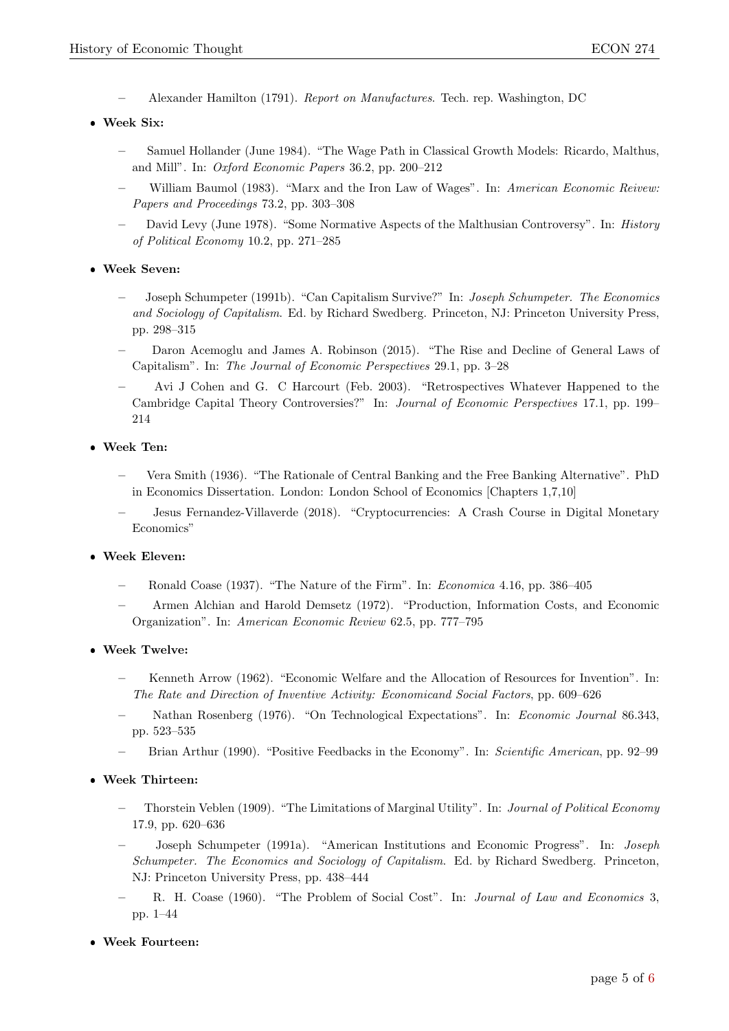- Alexander Hamilton (1791). *Report on Manufactures*. Tech. rep. Washington, DC

- **Week Six:**
  - Samuel Hollander (June 1984). "The Wage Path in Classical Growth Models: Ricardo, Malthus, and Mill". In: *Oxford Economic Papers* 36.2, pp. 200–212
  - William Baumol (1983). "Marx and the Iron Law of Wages". In: *American Economic Reivew: Papers and Proceedings* 73.2, pp. 303–308
  - David Levy (June 1978). "Some Normative Aspects of the Malthusian Controversy". In: *History of Political Economy* 10.2, pp. 271–285

- **Week Seven:**
  - Joseph Schumpeter (1991b). "Can Capitalism Survive?" In: *Joseph Schumpeter. The Economics and Sociology of Capitalism*. Ed. by Richard Swedberg. Princeton, NJ: Princeton University Press, pp. 298–315
  - Daron Acemoglu and James A. Robinson (2015). "The Rise and Decline of General Laws of Capitalism". In: *The Journal of Economic Perspectives* 29.1, pp. 3–28
  - Avi J Cohen and G. C Harcourt (Feb. 2003). "Retrospectives Whatever Happened to the Cambridge Capital Theory Controversies?" In: *Journal of Economic Perspectives* 17.1, pp. 199–214

- **Week Ten:**
  - Vera Smith (1936). "The Rationale of Central Banking and the Free Banking Alternative". PhD in Economics Dissertation. London: London School of Economics [Chapters 1,7,10]
  - Jesus Fernandez-Villaverde (2018). "Cryptocurrencies: A Crash Course in Digital Monetary Economics"

- **Week Eleven:**
  - Ronald Coase (1937). "The Nature of the Firm". In: *Economica* 4.16, pp. 386–405
  - Armen Alchian and Harold Demsetz (1972). "Production, Information Costs, and Economic Organization". In: *American Economic Review* 62.5, pp. 777–795

- **Week Twelve:**
  - Kenneth Arrow (1962). "Economic Welfare and the Allocation of Resources for Invention". In: *The Rate and Direction of Inventive Activity: Economicand Social Factors*, pp. 609–626
  - Nathan Rosenberg (1976). "On Technological Expectations". In: *Economic Journal* 86.343, pp. 523–535
  - Brian Arthur (1990). "Positive Feedbacks in the Economy". In: *Scientific American*, pp. 92–99

- **Week Thirteen:**
  - Thorstein Veblen (1909). "The Limitations of Marginal Utility". In: *Journal of Political Economy* 17.9, pp. 620–636
  - Joseph Schumpeter (1991a). "American Institutions and Economic Progress". In: *Joseph Schumpeter. The Economics and Sociology of Capitalism*. Ed. by Richard Swedberg. Princeton, NJ: Princeton University Press, pp. 438–444
  - R. H. Coase (1960). "The Problem of Social Cost". In: *Journal of Law and Economics* 3, pp. 1–44

- **Week Fourteen:**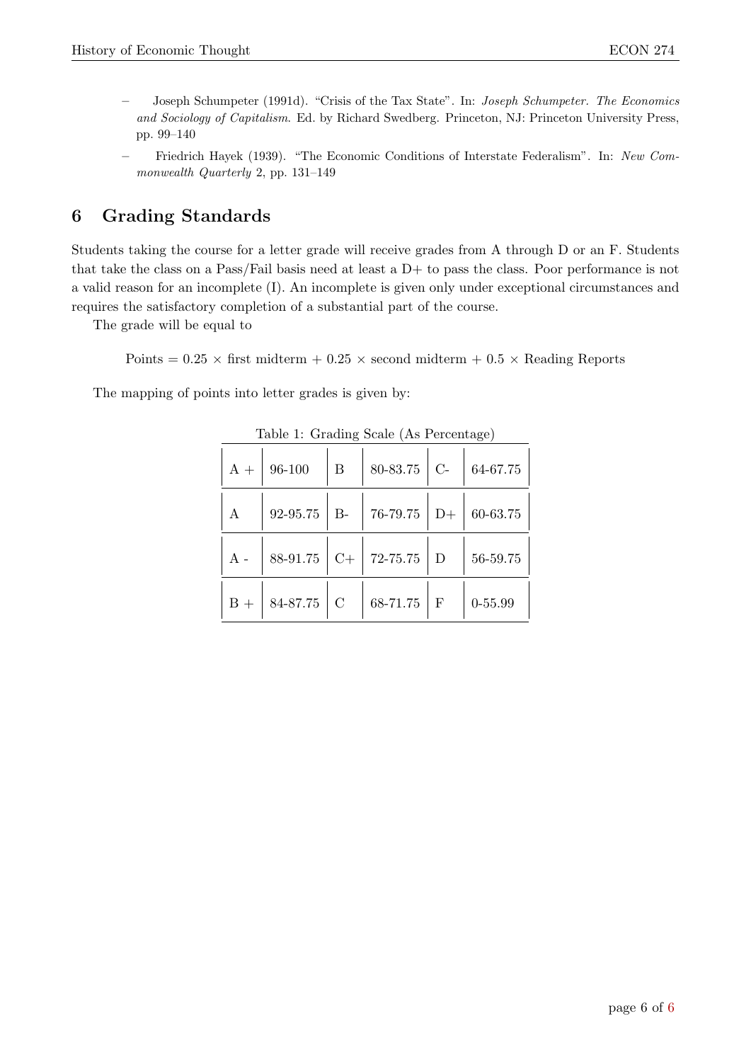- Joseph Schumpeter (1991d). "Crisis of the Tax State". In: *Joseph Schumpeter. The Economics and Sociology of Capitalism*. Ed. by Richard Swedberg. Princeton, NJ: Princeton University Press, pp. 99–140
- Friedrich Hayek (1939). "The Economic Conditions of Interstate Federalism". In: *New Commonwealth Quarterly* 2, pp. 131–149

## 6 Grading Standards

Students taking the course for a letter grade will receive grades from A through D or an F. Students that take the class on a Pass/Fail basis need at least a D+ to pass the class. Poor performance is not a valid reason for an incomplete (I). An incomplete is given only under exceptional circumstances and requires the satisfactory completion of a substantial part of the course.

The grade will be equal to

$$\text{Points} = 0.25 \times \text{first midterm} + 0.25 \times \text{second midterm} + 0.5 \times \text{Reading Reports}$$

The mapping of points into letter grades is given by:

Table 1: Grading Scale (As Percentage)

| | | | | | |
|---|---|---|---|---|---|
| A + | 96-100 | B | 80-83.75 | C- | 64-67.75 |
| A | 92-95.75 | B- | 76-79.75 | D+ | 60-63.75 |
| A - | 88-91.75 | C+ | 72-75.75 | D | 56-59.75 |
| B + | 84-87.75 | C | 68-71.75 | F | 0-55.99 |